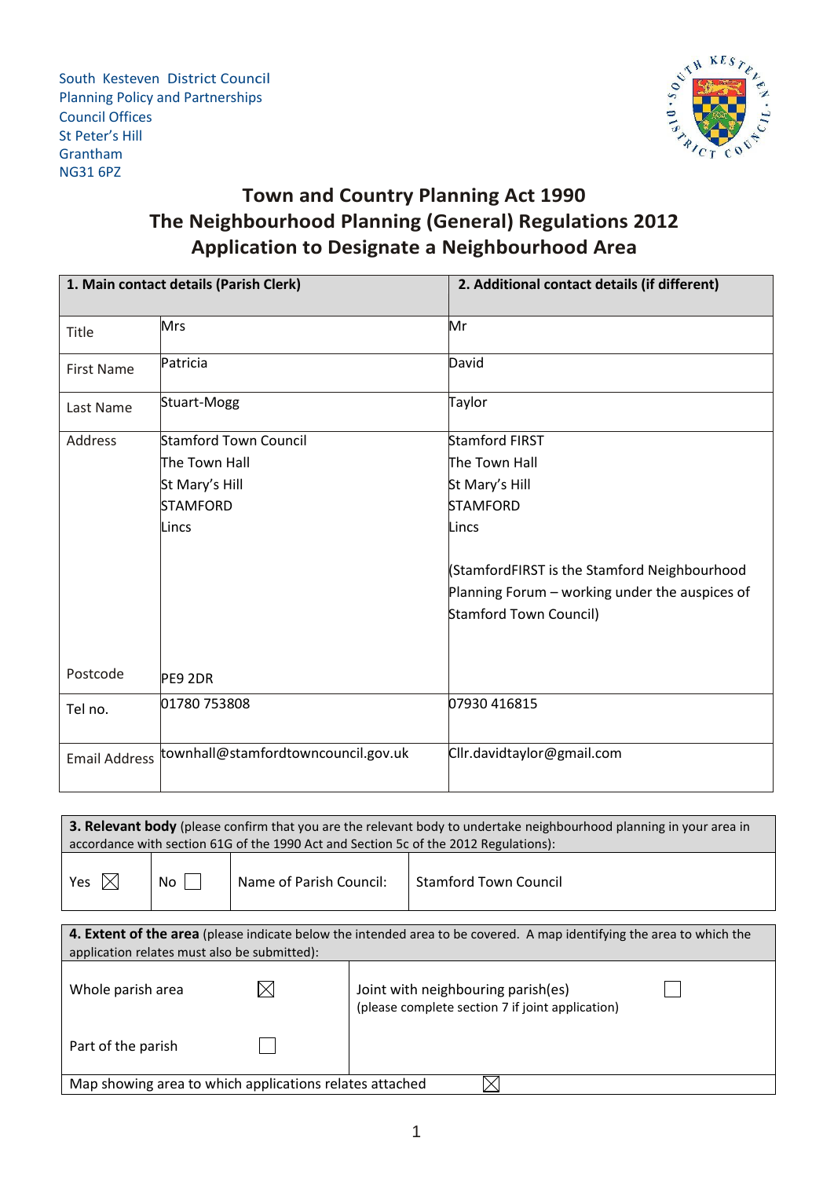South Kesteven District Council
Planning Policy and Partnerships
Council Offices
St Peter's Hill
Grantham
NG31 6PZ

# Town and Country Planning Act 1990
# The Neighbourhood Planning (General) Regulations 2012
# Application to Designate a Neighbourhood Area

| | **1. Main contact details (Parish Clerk)** | **2. Additional contact details (if different)** |
|---|---|---|
| Title | Mrs | Mr |
| First Name | Patricia | David |
| Last Name | Stuart-Mogg | Taylor |
| Address | Stamford Town Council<br>The Town Hall<br>St Mary's Hill<br>STAMFORD<br>Lincs | Stamford FIRST<br>The Town Hall<br>St Mary's Hill<br>STAMFORD<br>Lincs<br><br>(StamfordFIRST is the Stamford Neighbourhood Planning Forum – working under the auspices of Stamford Town Council) |
| Postcode | PE9 2DR | |
| Tel no. | 01780 753808 | 07930 416815 |
| Email Address | townhall@stamfordtowncouncil.gov.uk | Cllr.davidtaylor@gmail.com |

**3. Relevant body** (please confirm that you are the relevant body to undertake neighbourhood planning in your area in accordance with section 61G of the 1990 Act and Section 5c of the 2012 Regulations):

| Yes ☒ | No ☐ | Name of Parish Council: | Stamford Town Council |
|---|---|---|---|

**4. Extent of the area** (please indicate below the intended area to be covered. A map identifying the area to which the application relates must also be submitted):

| | | |
|---|---|---|
| Whole parish area | ☒ | Joint with neighbouring parish(es) (please complete section 7 if joint application) ☐ |
| Part of the parish | ☐ | |
| Map showing area to which applications relates attached | ☒ | |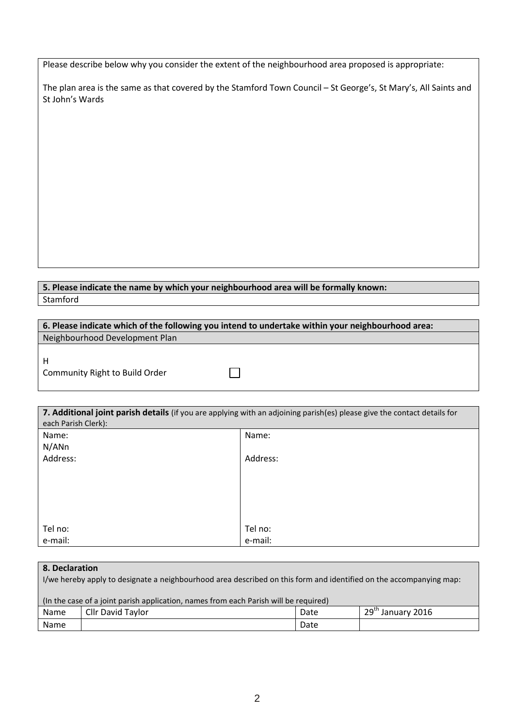Please describe below why you consider the extent of the neighbourhood area proposed is appropriate:

The plan area is the same as that covered by the Stamford Town Council – St George's, St Mary's, All Saints and St John's Wards

**5. Please indicate the name by which your neighbourhood area will be formally known:**

Stamford

**6. Please indicate which of the following you intend to undertake within your neighbourhood area:**

Neighbourhood Development Plan

H

Community Right to Build Order ☐

**7. Additional joint parish details** (if you are applying with an adjoining parish(es) please give the contact details for each Parish Clerk):

| | |
|---|---|
| Name:<br>N/ANn | Name: |
| Address: | Address: |
| Tel no: | Tel no: |
| e-mail: | e-mail: |

**8. Declaration**

I/we hereby apply to designate a neighbourhood area described on this form and identified on the accompanying map:

(In the case of a joint parish application, names from each Parish will be required)

| | | | |
|---|---|---|---|
| Name | Cllr David Taylor | Date | 29th January 2016 |
| Name | | Date | |